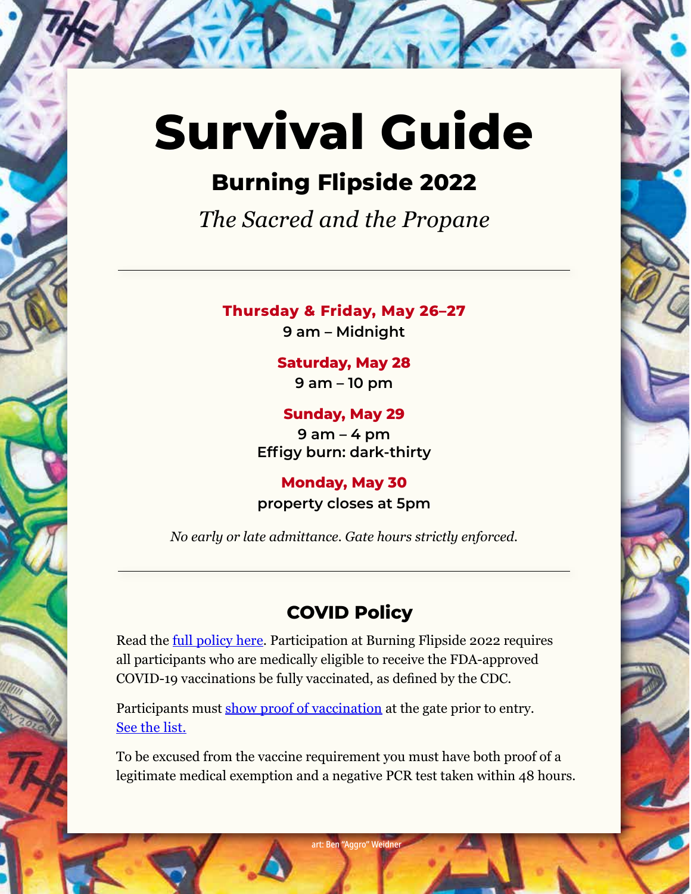# Survival Guide

## Burning Flipside 2022

*The Sacred and the Propane*

---

**Thursday & Friday, May 26–27**
**9 am – Midnight**

**Saturday, May 28**
**9 am – 10 pm**

**Sunday, May 29**
**9 am – 4 pm**
**Effigy burn: dark-thirty**

**Monday, May 30**
**property closes at 5pm**

*No early or late admittance. Gate hours strictly enforced.*

---

## COVID Policy

Read the full policy here. Participation at Burning Flipside 2022 requires all participants who are medically eligible to receive the FDA-approved COVID-19 vaccinations be fully vaccinated, as defined by the CDC.

Participants must show proof of vaccination at the gate prior to entry. See the list.

To be excused from the vaccine requirement you must have both proof of a legitimate medical exemption and a negative PCR test taken within 48 hours.

art: Ben "Aggro" Weidner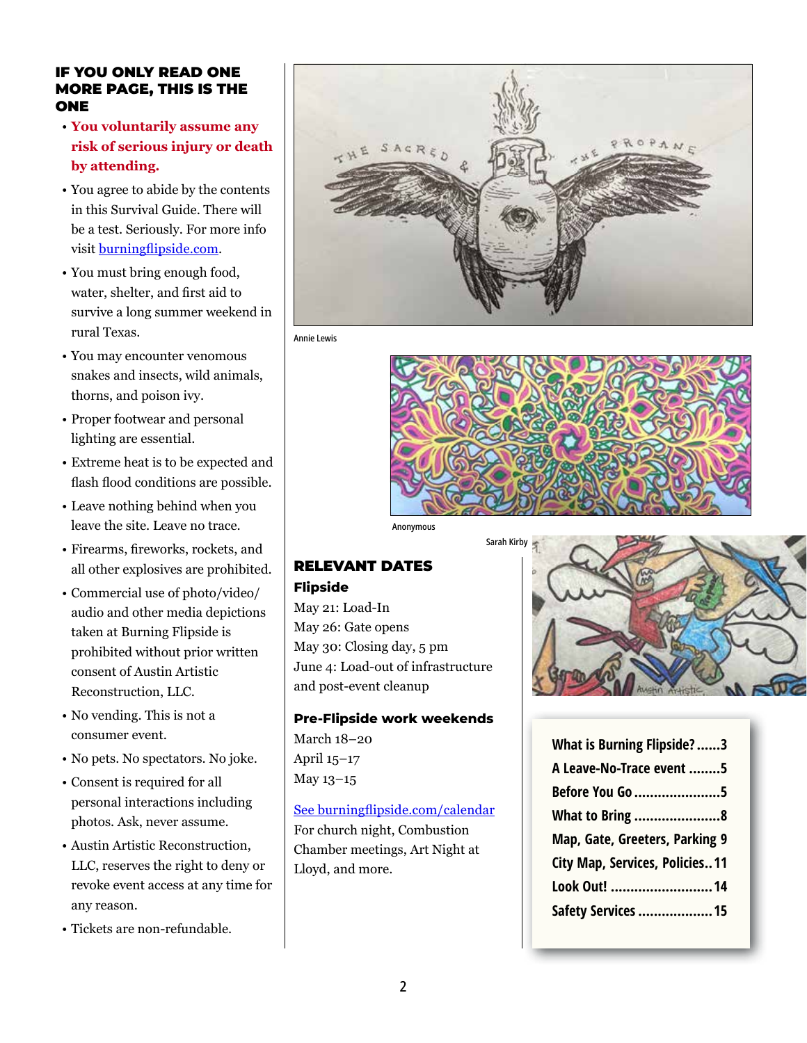## IF YOU ONLY READ ONE MORE PAGE, THIS IS THE ONE

- **You voluntarily assume any risk of serious injury or death by attending.**
- You agree to abide by the contents in this Survival Guide. There will be a test. Seriously. For more info visit [burningflipside.com](burningflipside.com).
- You must bring enough food, water, shelter, and first aid to survive a long summer weekend in rural Texas.
- You may encounter venomous snakes and insects, wild animals, thorns, and poison ivy.
- Proper footwear and personal lighting are essential.
- Extreme heat is to be expected and flash flood conditions are possible.
- Leave nothing behind when you leave the site. Leave no trace.
- Firearms, fireworks, rockets, and all other explosives are prohibited.
- Commercial use of photo/video/audio and other media depictions taken at Burning Flipside is prohibited without prior written consent of Austin Artistic Reconstruction, LLC.
- No vending. This is not a consumer event.
- No pets. No spectators. No joke.
- Consent is required for all personal interactions including photos. Ask, never assume.
- Austin Artistic Reconstruction, LLC, reserves the right to deny or revoke event access at any time for any reason.
- Tickets are non-refundable.

Annie Lewis

Anonymous

Sarah Kirby

## RELEVANT DATES

### Flipside

May 21: Load-In
May 26: Gate opens
May 30: Closing day, 5 pm
June 4: Load-out of infrastructure and post-event cleanup

### Pre-Flipside work weekends

March 18–20
April 15–17
May 13–15

[See burningflipside.com/calendar](burningflipside.com/calendar) For church night, Combustion Chamber meetings, Art Night at Lloyd, and more.

- What is Burning Flipside? ...... 3
- A Leave-No-Trace event ........ 5
- Before You Go ..................... 5
- What to Bring ..................... 8
- Map, Gate, Greeters, Parking 9
- City Map, Services, Policies.. 11
- Look Out! .......................... 14
- Safety Services .................. 15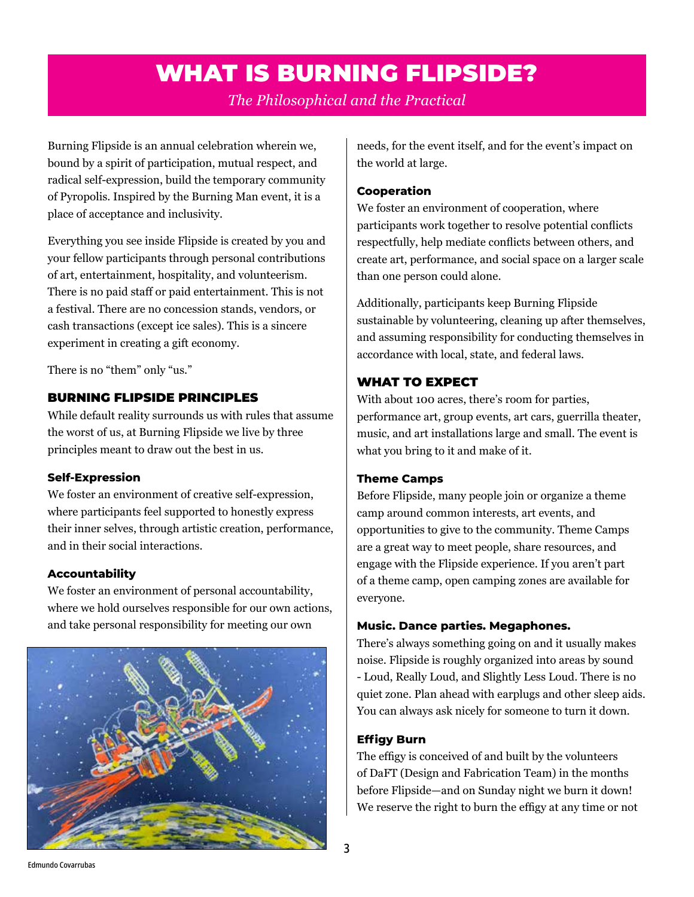# WHAT IS BURNING FLIPSIDE?

*The Philosophical and the Practical*

Burning Flipside is an annual celebration wherein we, bound by a spirit of participation, mutual respect, and radical self-expression, build the temporary community of Pyropolis. Inspired by the Burning Man event, it is a place of acceptance and inclusivity.

Everything you see inside Flipside is created by you and your fellow participants through personal contributions of art, entertainment, hospitality, and volunteerism. There is no paid staff or paid entertainment. This is not a festival. There are no concession stands, vendors, or cash transactions (except ice sales). This is a sincere experiment in creating a gift economy.

There is no "them" only "us."

## BURNING FLIPSIDE PRINCIPLES

While default reality surrounds us with rules that assume the worst of us, at Burning Flipside we live by three principles meant to draw out the best in us.

### Self-Expression

We foster an environment of creative self-expression, where participants feel supported to honestly express their inner selves, through artistic creation, performance, and in their social interactions.

### Accountability

We foster an environment of personal accountability, where we hold ourselves responsible for our own actions, and take personal responsibility for meeting our own needs, for the event itself, and for the event's impact on the world at large.

### Cooperation

We foster an environment of cooperation, where participants work together to resolve potential conflicts respectfully, help mediate conflicts between others, and create art, performance, and social space on a larger scale than one person could alone.

Additionally, participants keep Burning Flipside sustainable by volunteering, cleaning up after themselves, and assuming responsibility for conducting themselves in accordance with local, state, and federal laws.

Edmundo Covarrubas

## WHAT TO EXPECT

With about 100 acres, there's room for parties, performance art, group events, art cars, guerrilla theater, music, and art installations large and small. The event is what you bring to it and make of it.

### Theme Camps

Before Flipside, many people join or organize a theme camp around common interests, art events, and opportunities to give to the community. Theme Camps are a great way to meet people, share resources, and engage with the Flipside experience. If you aren't part of a theme camp, open camping zones are available for everyone.

### Music. Dance parties. Megaphones.

There's always something going on and it usually makes noise. Flipside is roughly organized into areas by sound - Loud, Really Loud, and Slightly Less Loud. There is no quiet zone. Plan ahead with earplugs and other sleep aids. You can always ask nicely for someone to turn it down.

### Effigy Burn

The effigy is conceived of and built by the volunteers of DaFT (Design and Fabrication Team) in the months before Flipside—and on Sunday night we burn it down! We reserve the right to burn the effigy at any time or not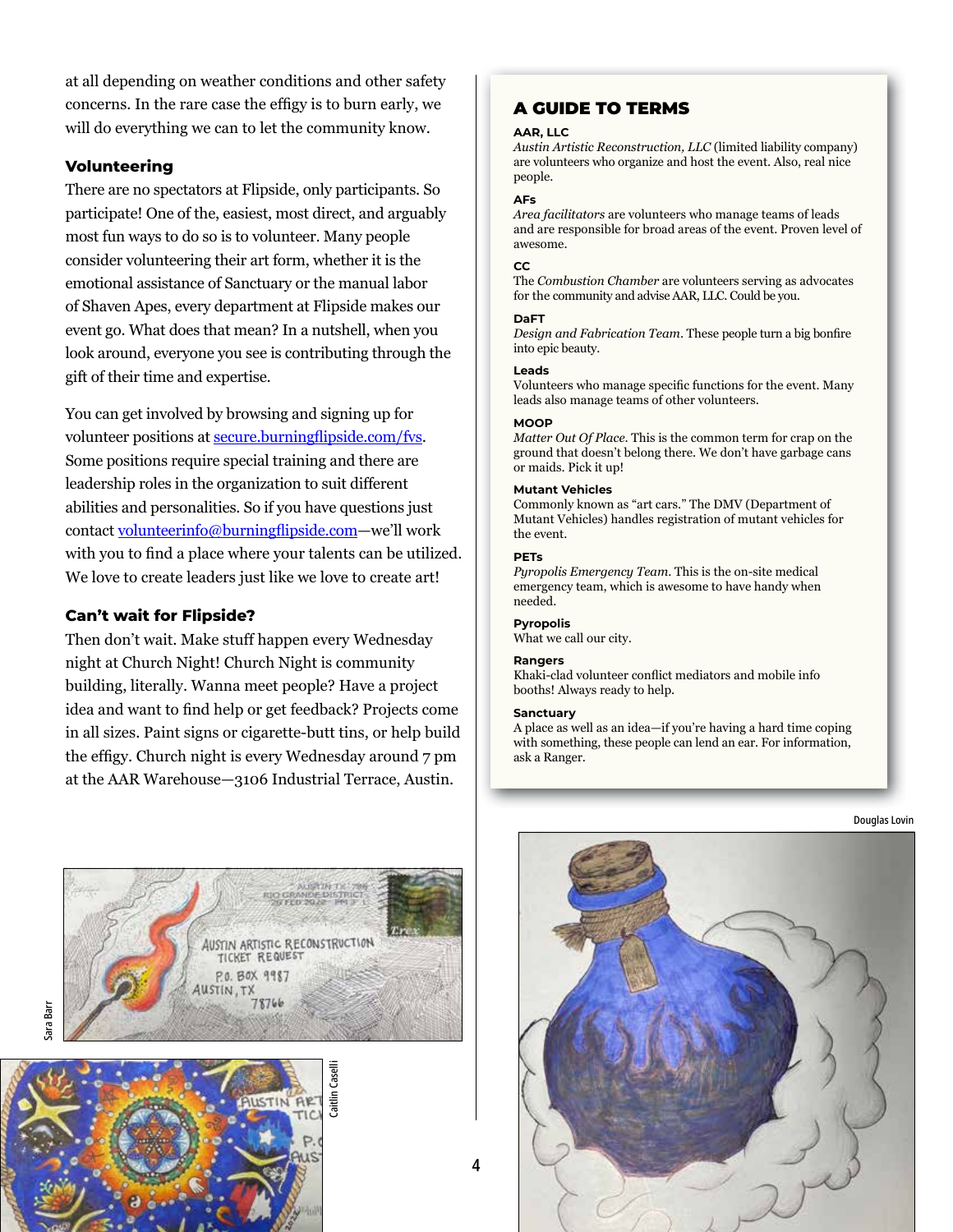at all depending on weather conditions and other safety concerns. In the rare case the effigy is to burn early, we will do everything we can to let the community know.

### Volunteering

There are no spectators at Flipside, only participants. So participate! One of the, easiest, most direct, and arguably most fun ways to do so is to volunteer. Many people consider volunteering their art form, whether it is the emotional assistance of Sanctuary or the manual labor of Shaven Apes, every department at Flipside makes our event go. What does that mean? In a nutshell, when you look around, everyone you see is contributing through the gift of their time and expertise.

You can get involved by browsing and signing up for volunteer positions at secure.burningflipside.com/fvs. Some positions require special training and there are leadership roles in the organization to suit different abilities and personalities. So if you have questions just contact volunteerinfo@burningflipside.com—we'll work with you to find a place where your talents can be utilized. We love to create leaders just like we love to create art!

### Can't wait for Flipside?

Then don't wait. Make stuff happen every Wednesday night at Church Night! Church Night is community building, literally. Wanna meet people? Have a project idea and want to find help or get feedback? Projects come in all sizes. Paint signs or cigarette-butt tins, or help build the effigy. Church night is every Wednesday around 7 pm at the AAR Warehouse—3106 Industrial Terrace, Austin.

## A GUIDE TO TERMS

**AAR, LLC**
*Austin Artistic Reconstruction, LLC* (limited liability company) are volunteers who organize and host the event. Also, real nice people.

**AFs**
*Area facilitators* are volunteers who manage teams of leads and are responsible for broad areas of the event. Proven level of awesome.

**CC**
The *Combustion Chamber* are volunteers serving as advocates for the community and advise AAR, LLC. Could be you.

**DaFT**
*Design and Fabrication Team*. These people turn a big bonfire into epic beauty.

**Leads**
Volunteers who manage specific functions for the event. Many leads also manage teams of other volunteers.

**MOOP**
*Matter Out Of Place*. This is the common term for crap on the ground that doesn't belong there. We don't have garbage cans or maids. Pick it up!

**Mutant Vehicles**
Commonly known as "art cars." The DMV (Department of Mutant Vehicles) handles registration of mutant vehicles for the event.

**PETs**
*Pyropolis Emergency Team*. This is the on-site medical emergency team, which is awesome to have handy when needed.

**Pyropolis**
What we call our city.

**Rangers**
Khaki-clad volunteer conflict mediators and mobile info booths! Always ready to help.

**Sanctuary**
A place as well as an idea—if you're having a hard time coping with something, these people can lend an ear. For information, ask a Ranger.

Sara Barr

Caitlin Caselli

Douglas Lovin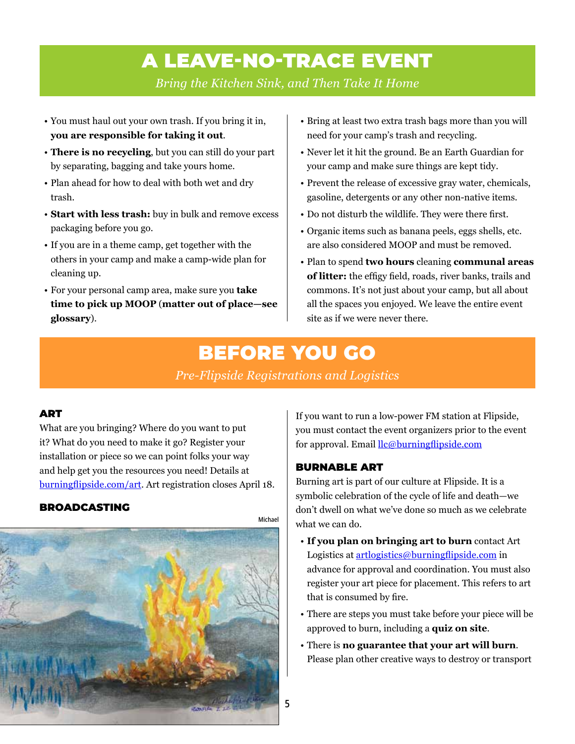# A LEAVE-NO-TRACE EVENT

*Bring the Kitchen Sink, and Then Take It Home*

- You must haul out your own trash. If you bring it in, **you are responsible for taking it out**.
- **There is no recycling**, but you can still do your part by separating, bagging and take yours home.
- Plan ahead for how to deal with both wet and dry trash.
- **Start with less trash:** buy in bulk and remove excess packaging before you go.
- If you are in a theme camp, get together with the others in your camp and make a camp-wide plan for cleaning up.
- For your personal camp area, make sure you **take time to pick up MOOP** (**matter out of place—see glossary**).
- Bring at least two extra trash bags more than you will need for your camp's trash and recycling.
- Never let it hit the ground. Be an Earth Guardian for your camp and make sure things are kept tidy.
- Prevent the release of excessive gray water, chemicals, gasoline, detergents or any other non-native items.
- Do not disturb the wildlife. They were there first.
- Organic items such as banana peels, eggs shells, etc. are also considered MOOP and must be removed.
- Plan to spend **two hours** cleaning **communal areas of litter:** the effigy field, roads, river banks, trails and commons. It's not just about your camp, but all about all the spaces you enjoyed. We leave the entire event site as if we were never there.

# BEFORE YOU GO

*Pre-Flipside Registrations and Logistics*

## ART

What are you bringing? Where do you want to put it? What do you need to make it go? Register your installation or piece so we can point folks your way and help get you the resources you need! Details at burningflipside.com/art. Art registration closes April 18.

## BROADCASTING

Michael

If you want to run a low-power FM station at Flipside, you must contact the event organizers prior to the event for approval. Email llc@burningflipside.com

## BURNABLE ART

Burning art is part of our culture at Flipside. It is a symbolic celebration of the cycle of life and death—we don't dwell on what we've done so much as we celebrate what we can do.

- **If you plan on bringing art to burn** contact Art Logistics at artlogistics@burningflipside.com in advance for approval and coordination. You must also register your art piece for placement. This refers to art that is consumed by fire.
- There are steps you must take before your piece will be approved to burn, including a **quiz on site**.
- There is **no guarantee that your art will burn**. Please plan other creative ways to destroy or transport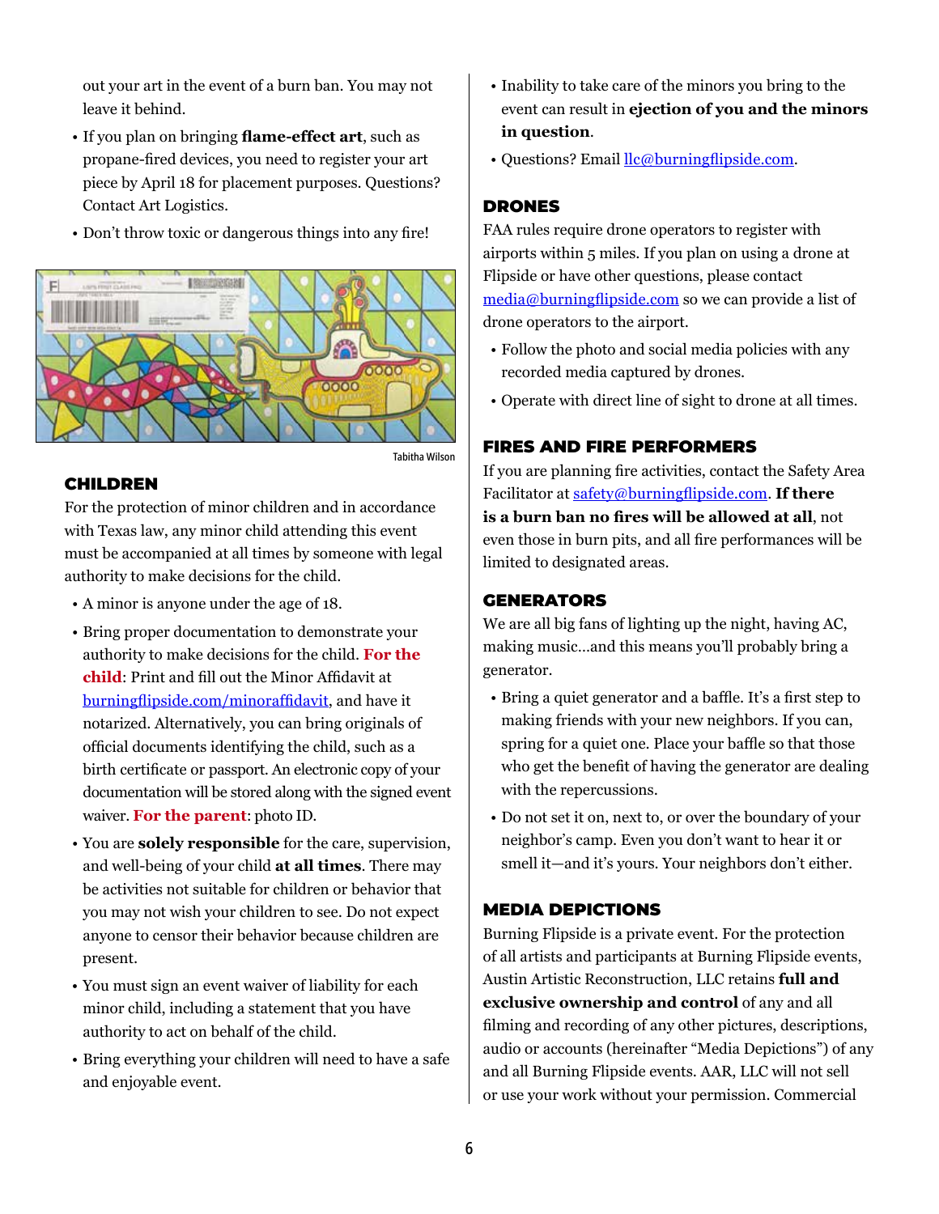out your art in the event of a burn ban. You may not leave it behind.

- If you plan on bringing **flame-effect art**, such as propane-fired devices, you need to register your art piece by April 18 for placement purposes. Questions? Contact Art Logistics.
- Don't throw toxic or dangerous things into any fire!

Tabitha Wilson

## CHILDREN

For the protection of minor children and in accordance with Texas law, any minor child attending this event must be accompanied at all times by someone with legal authority to make decisions for the child.

- A minor is anyone under the age of 18.
- Bring proper documentation to demonstrate your authority to make decisions for the child. **For the child**: Print and fill out the Minor Affidavit at burningflipside.com/minoraffidavit, and have it notarized. Alternatively, you can bring originals of official documents identifying the child, such as a birth certificate or passport. An electronic copy of your documentation will be stored along with the signed event waiver. **For the parent**: photo ID.
- You are **solely responsible** for the care, supervision, and well-being of your child **at all times**. There may be activities not suitable for children or behavior that you may not wish your children to see. Do not expect anyone to censor their behavior because children are present.
- You must sign an event waiver of liability for each minor child, including a statement that you have authority to act on behalf of the child.
- Bring everything your children will need to have a safe and enjoyable event.
- Inability to take care of the minors you bring to the event can result in **ejection of you and the minors in question**.
- Questions? Email llc@burningflipside.com.

## DRONES

FAA rules require drone operators to register with airports within 5 miles. If you plan on using a drone at Flipside or have other questions, please contact media@burningflipside.com so we can provide a list of drone operators to the airport.

- Follow the photo and social media policies with any recorded media captured by drones.
- Operate with direct line of sight to drone at all times.

## FIRES AND FIRE PERFORMERS

If you are planning fire activities, contact the Safety Area Facilitator at safety@burningflipside.com. **If there is a burn ban no fires will be allowed at all**, not even those in burn pits, and all fire performances will be limited to designated areas.

## GENERATORS

We are all big fans of lighting up the night, having AC, making music...and this means you'll probably bring a generator.

- Bring a quiet generator and a baffle. It's a first step to making friends with your new neighbors. If you can, spring for a quiet one. Place your baffle so that those who get the benefit of having the generator are dealing with the repercussions.
- Do not set it on, next to, or over the boundary of your neighbor's camp. Even you don't want to hear it or smell it—and it's yours. Your neighbors don't either.

## MEDIA DEPICTIONS

Burning Flipside is a private event. For the protection of all artists and participants at Burning Flipside events, Austin Artistic Reconstruction, LLC retains **full and exclusive ownership and control** of any and all filming and recording of any other pictures, descriptions, audio or accounts (hereinafter "Media Depictions") of any and all Burning Flipside events. AAR, LLC will not sell or use your work without your permission. Commercial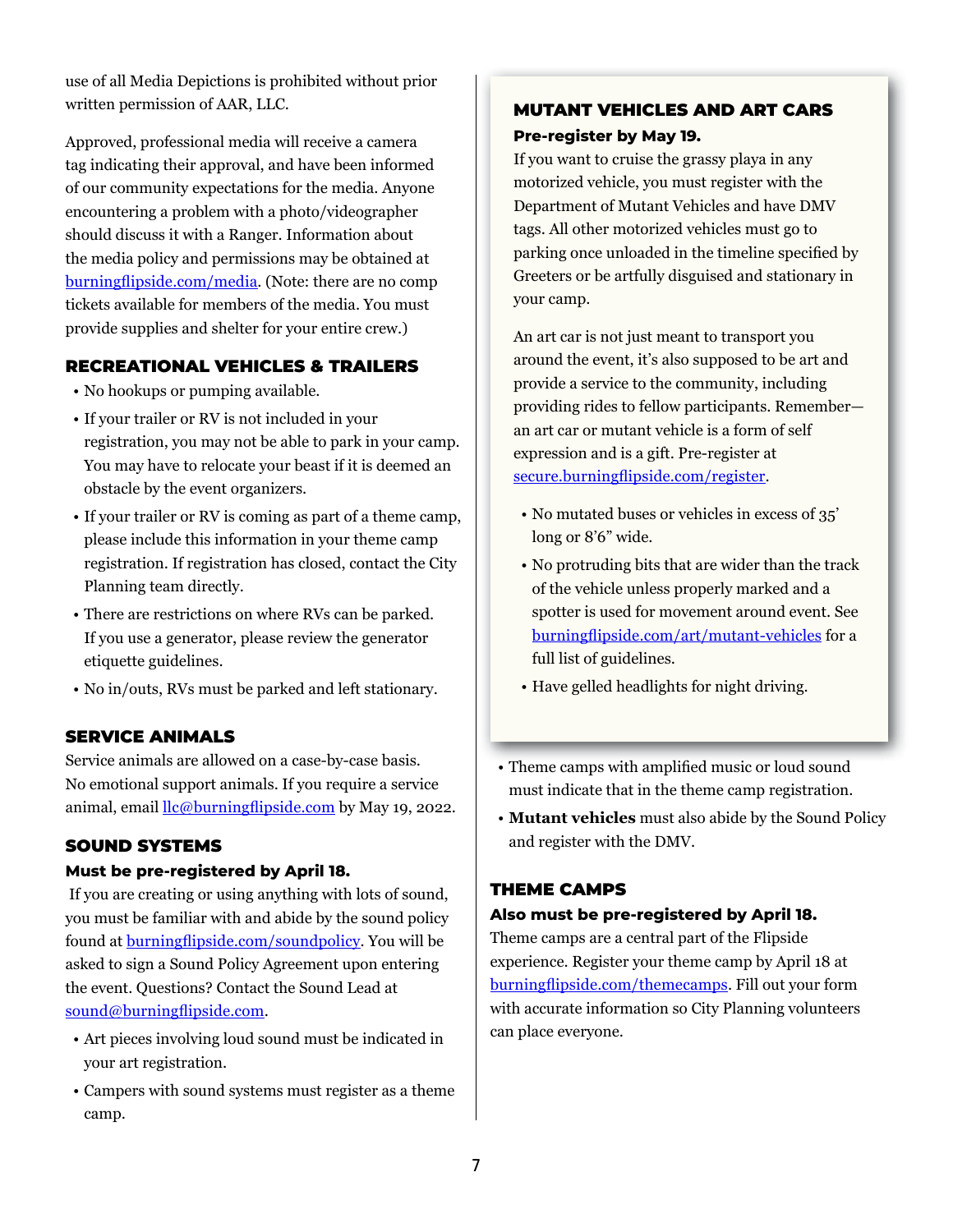use of all Media Depictions is prohibited without prior written permission of AAR, LLC.

Approved, professional media will receive a camera tag indicating their approval, and have been informed of our community expectations for the media. Anyone encountering a problem with a photo/videographer should discuss it with a Ranger. Information about the media policy and permissions may be obtained at burningflipside.com/media. (Note: there are no comp tickets available for members of the media. You must provide supplies and shelter for your entire crew.)

### RECREATIONAL VEHICLES & TRAILERS

- No hookups or pumping available.
- If your trailer or RV is not included in your registration, you may not be able to park in your camp. You may have to relocate your beast if it is deemed an obstacle by the event organizers.
- If your trailer or RV is coming as part of a theme camp, please include this information in your theme camp registration. If registration has closed, contact the City Planning team directly.
- There are restrictions on where RVs can be parked. If you use a generator, please review the generator etiquette guidelines.
- No in/outs, RVs must be parked and left stationary.

### SERVICE ANIMALS

Service animals are allowed on a case-by-case basis. No emotional support animals. If you require a service animal, email llc@burningflipside.com by May 19, 2022.

### SOUND SYSTEMS

**Must be pre-registered by April 18.**

If you are creating or using anything with lots of sound, you must be familiar with and abide by the sound policy found at burningflipside.com/soundpolicy. You will be asked to sign a Sound Policy Agreement upon entering the event. Questions? Contact the Sound Lead at sound@burningflipside.com.

- Art pieces involving loud sound must be indicated in your art registration.
- Campers with sound systems must register as a theme camp.
- Theme camps with amplified music or loud sound must indicate that in the theme camp registration.
- **Mutant vehicles** must also abide by the Sound Policy and register with the DMV.

### MUTANT VEHICLES AND ART CARS

**Pre-register by May 19.**

If you want to cruise the grassy playa in any motorized vehicle, you must register with the Department of Mutant Vehicles and have DMV tags. All other motorized vehicles must go to parking once unloaded in the timeline specified by Greeters or be artfully disguised and stationary in your camp.

An art car is not just meant to transport you around the event, it's also supposed to be art and provide a service to the community, including providing rides to fellow participants. Remember—an art car or mutant vehicle is a form of self expression and is a gift. Pre-register at secure.burningflipside.com/register.

- No mutated buses or vehicles in excess of 35' long or 8'6" wide.
- No protruding bits that are wider than the track of the vehicle unless properly marked and a spotter is used for movement around event. See burningflipside.com/art/mutant-vehicles for a full list of guidelines.
- Have gelled headlights for night driving.

### THEME CAMPS

**Also must be pre-registered by April 18.**

Theme camps are a central part of the Flipside experience. Register your theme camp by April 18 at burningflipside.com/themecamps. Fill out your form with accurate information so City Planning volunteers can place everyone.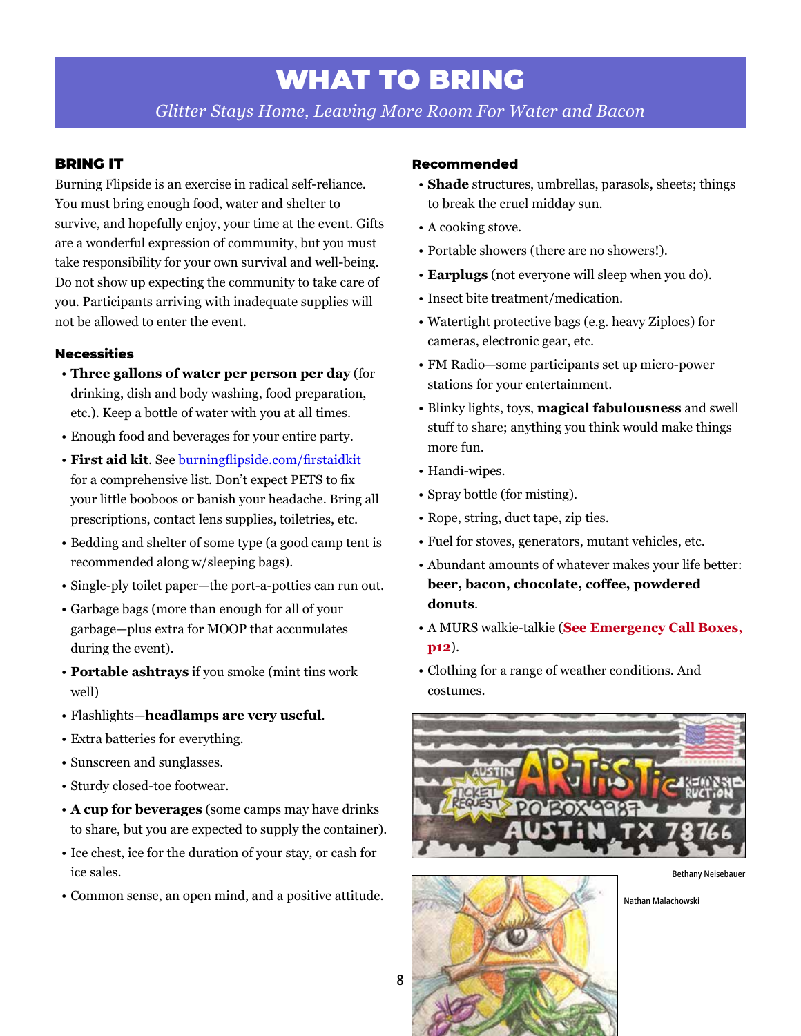# WHAT TO BRING

*Glitter Stays Home, Leaving More Room For Water and Bacon*

## BRING IT

Burning Flipside is an exercise in radical self-reliance. You must bring enough food, water and shelter to survive, and hopefully enjoy, your time at the event. Gifts are a wonderful expression of community, but you must take responsibility for your own survival and well-being. Do not show up expecting the community to take care of you. Participants arriving with inadequate supplies will not be allowed to enter the event.

### Necessities

- **Three gallons of water per person per day** (for drinking, dish and body washing, food preparation, etc.). Keep a bottle of water with you at all times.
- Enough food and beverages for your entire party.
- **First aid kit**. See [burningflipside.com/firstaidkit](burningflipside.com/firstaidkit) for a comprehensive list. Don't expect PETS to fix your little booboos or banish your headache. Bring all prescriptions, contact lens supplies, toiletries, etc.
- Bedding and shelter of some type (a good camp tent is recommended along w/sleeping bags).
- Single-ply toilet paper—the port-a-potties can run out.
- Garbage bags (more than enough for all of your garbage—plus extra for MOOP that accumulates during the event).
- **Portable ashtrays** if you smoke (mint tins work well)
- Flashlights—**headlamps are very useful**.
- Extra batteries for everything.
- Sunscreen and sunglasses.
- Sturdy closed-toe footwear.
- **A cup for beverages** (some camps may have drinks to share, but you are expected to supply the container).
- Ice chest, ice for the duration of your stay, or cash for ice sales.
- Common sense, an open mind, and a positive attitude.

### Recommended

- **Shade** structures, umbrellas, parasols, sheets; things to break the cruel midday sun.
- A cooking stove.
- Portable showers (there are no showers!).
- **Earplugs** (not everyone will sleep when you do).
- Insect bite treatment/medication.
- Watertight protective bags (e.g. heavy Ziplocs) for cameras, electronic gear, etc.
- FM Radio—some participants set up micro-power stations for your entertainment.
- Blinky lights, toys, **magical fabulousness** and swell stuff to share; anything you think would make things more fun.
- Handi-wipes.
- Spray bottle (for misting).
- Rope, string, duct tape, zip ties.
- Fuel for stoves, generators, mutant vehicles, etc.
- Abundant amounts of whatever makes your life better: **beer, bacon, chocolate, coffee, powdered donuts**.
- A MURS walkie-talkie (**See Emergency Call Boxes, p12**).
- Clothing for a range of weather conditions. And costumes.

Bethany Neisebauer

Nathan Malachowski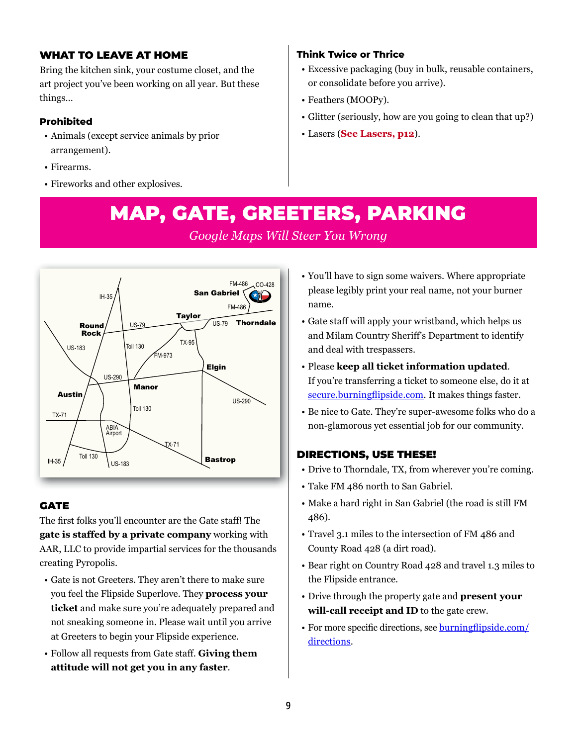## WHAT TO LEAVE AT HOME

Bring the kitchen sink, your costume closet, and the art project you've been working on all year. But these things…

### Prohibited

- Animals (except service animals by prior arrangement).
- Firearms.
- Fireworks and other explosives.

### Think Twice or Thrice

- Excessive packaging (buy in bulk, reusable containers, or consolidate before you arrive).
- Feathers (MOOPy).
- Glitter (seriously, how are you going to clean that up?)
- Lasers (**See Lasers, p12**).

# MAP, GATE, GREETERS, PARKING

*Google Maps Will Steer You Wrong*

## GATE

The first folks you'll encounter are the Gate staff! The **gate is staffed by a private company** working with AAR, LLC to provide impartial services for the thousands creating Pyropolis.

- Gate is not Greeters. They aren't there to make sure you feel the Flipside Superlove. They **process your ticket** and make sure you're adequately prepared and not sneaking someone in. Please wait until you arrive at Greeters to begin your Flipside experience.
- Follow all requests from Gate staff. **Giving them attitude will not get you in any faster**.
- You'll have to sign some waivers. Where appropriate please legibly print your real name, not your burner name.
- Gate staff will apply your wristband, which helps us and Milam Country Sheriff's Department to identify and deal with trespassers.
- Please **keep all ticket information updated**. If you're transferring a ticket to someone else, do it at [secure.burningflipside.com](secure.burningflipside.com). It makes things faster.
- Be nice to Gate. They're super-awesome folks who do a non-glamorous yet essential job for our community.

## DIRECTIONS, USE THESE!

- Drive to Thorndale, TX, from wherever you're coming.
- Take FM 486 north to San Gabriel.
- Make a hard right in San Gabriel (the road is still FM 486).
- Travel 3.1 miles to the intersection of FM 486 and County Road 428 (a dirt road).
- Bear right on Country Road 428 and travel 1.3 miles to the Flipside entrance.
- Drive through the property gate and **present your will-call receipt and ID** to the gate crew.
- For more specific directions, see [burningflipside.com/directions](burningflipside.com/directions).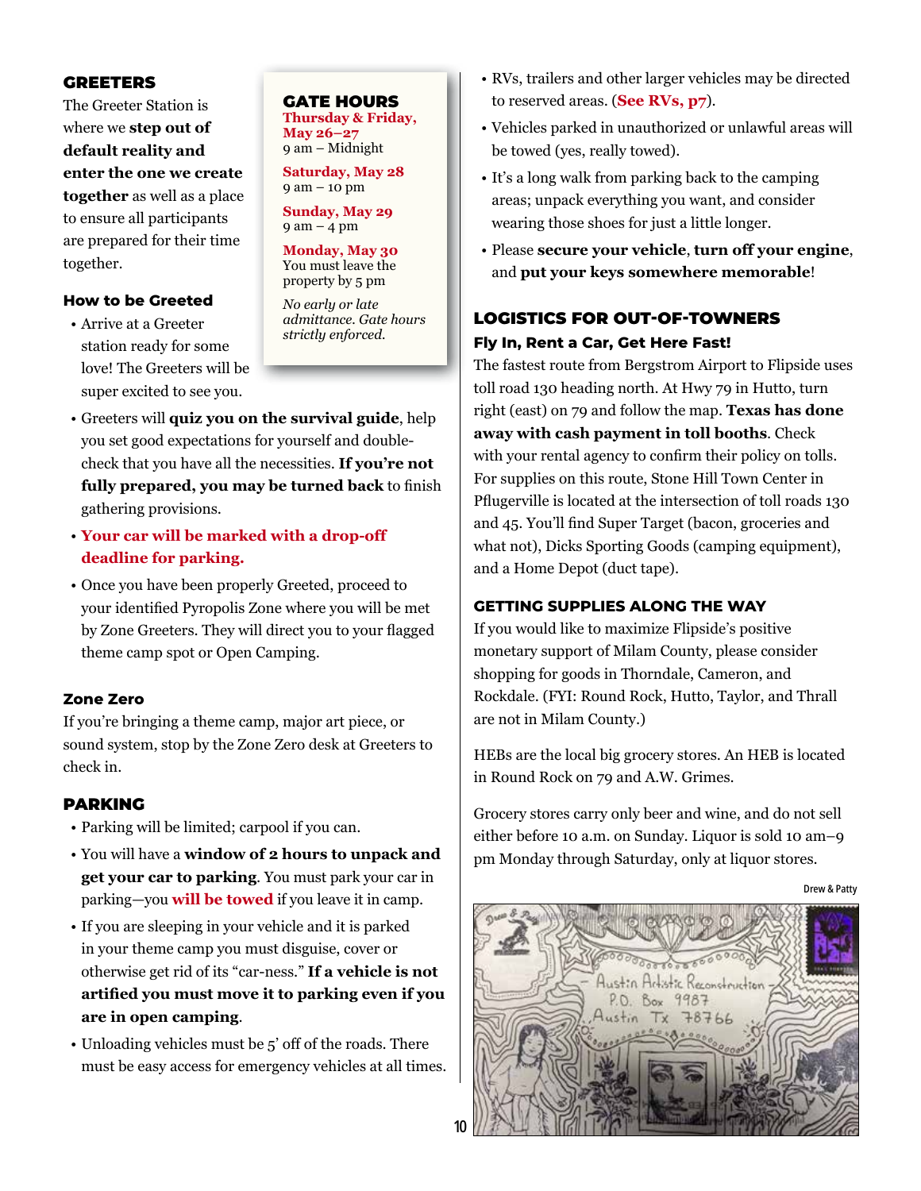## GREETERS

The Greeter Station is where we **step out of default reality and enter the one we create together** as well as a place to ensure all participants are prepared for their time together.

### How to be Greeted

- Arrive at a Greeter station ready for some love! The Greeters will be super excited to see you.
- Greeters will **quiz you on the survival guide**, help you set good expectations for yourself and double-check that you have all the necessities. **If you're not fully prepared, you may be turned back** to finish gathering provisions.
- **Your car will be marked with a drop-off deadline for parking.**
- Once you have been properly Greeted, proceed to your identified Pyropolis Zone where you will be met by Zone Greeters. They will direct you to your flagged theme camp spot or Open Camping.

## GATE HOURS

**Thursday & Friday, May 26–27**
9 am – Midnight

**Saturday, May 28**
9 am – 10 pm

**Sunday, May 29**
9 am – 4 pm

**Monday, May 30**
You must leave the property by 5 pm

*No early or late admittance. Gate hours strictly enforced.*

### Zone Zero

If you're bringing a theme camp, major art piece, or sound system, stop by the Zone Zero desk at Greeters to check in.

## PARKING

- Parking will be limited; carpool if you can.
- You will have a **window of 2 hours to unpack and get your car to parking**. You must park your car in parking—you **will be towed** if you leave it in camp.
- If you are sleeping in your vehicle and it is parked in your theme camp you must disguise, cover or otherwise get rid of its "car-ness." **If a vehicle is not artified you must move it to parking even if you are in open camping**.
- Unloading vehicles must be 5' off of the roads. There must be easy access for emergency vehicles at all times.
- RVs, trailers and other larger vehicles may be directed to reserved areas. (**See RVs, p7**).
- Vehicles parked in unauthorized or unlawful areas will be towed (yes, really towed).
- It's a long walk from parking back to the camping areas; unpack everything you want, and consider wearing those shoes for just a little longer.
- Please **secure your vehicle**, **turn off your engine**, and **put your keys somewhere memorable**!

## LOGISTICS FOR OUT-OF-TOWNERS

### Fly In, Rent a Car, Get Here Fast!

The fastest route from Bergstrom Airport to Flipside uses toll road 130 heading north. At Hwy 79 in Hutto, turn right (east) on 79 and follow the map. **Texas has done away with cash payment in toll booths**. Check with your rental agency to confirm their policy on tolls. For supplies on this route, Stone Hill Town Center in Pflugerville is located at the intersection of toll roads 130 and 45. You'll find Super Target (bacon, groceries and what not), Dicks Sporting Goods (camping equipment), and a Home Depot (duct tape).

### GETTING SUPPLIES ALONG THE WAY

If you would like to maximize Flipside's positive monetary support of Milam County, please consider shopping for goods in Thorndale, Cameron, and Rockdale. (FYI: Round Rock, Hutto, Taylor, and Thrall are not in Milam County.)

HEBs are the local big grocery stores. An HEB is located in Round Rock on 79 and A.W. Grimes.

Grocery stores carry only beer and wine, and do not sell either before 10 a.m. on Sunday. Liquor is sold 10 am–9 pm Monday through Saturday, only at liquor stores.

Drew & Patty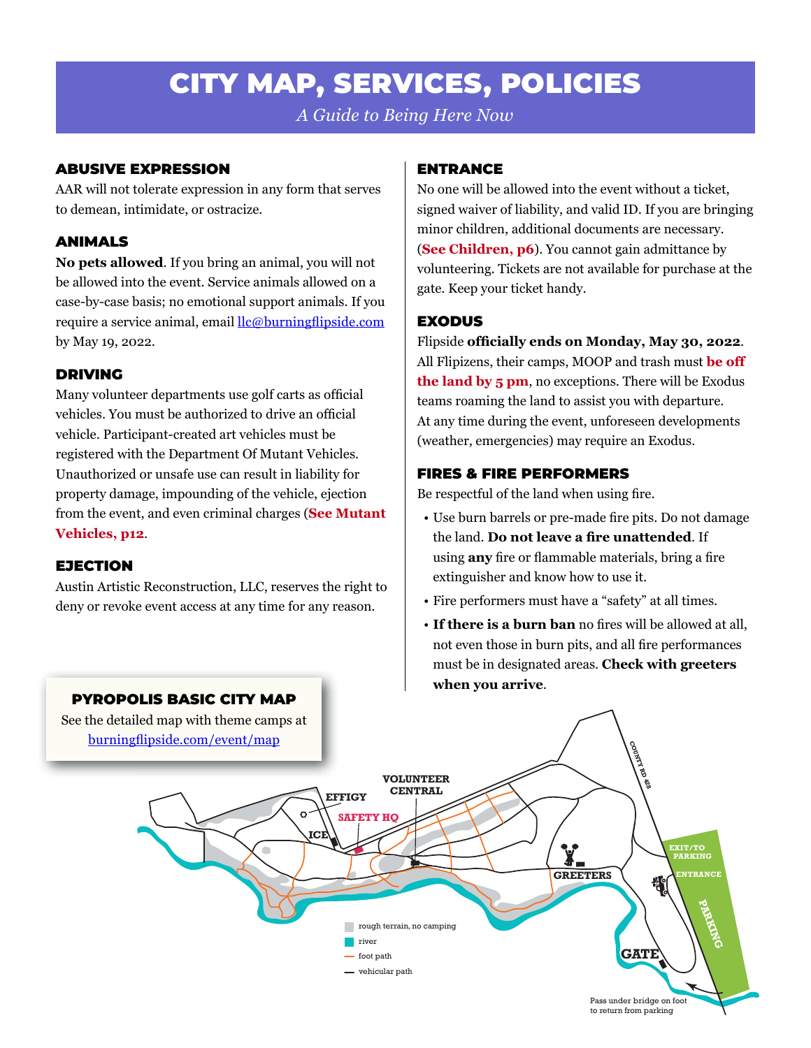# CITY MAP, SERVICES, POLICIES

*A Guide to Being Here Now*

## ABUSIVE EXPRESSION

AAR will not tolerate expression in any form that serves to demean, intimidate, or ostracize.

## ANIMALS

**No pets allowed**. If you bring an animal, you will not be allowed into the event. Service animals allowed on a case-by-case basis; no emotional support animals. If you require a service animal, email llc@burningflipside.com by May 19, 2022.

## DRIVING

Many volunteer departments use golf carts as official vehicles. You must be authorized to drive an official vehicle. Participant-created art vehicles must be registered with the Department Of Mutant Vehicles. Unauthorized or unsafe use can result in liability for property damage, impounding of the vehicle, ejection from the event, and even criminal charges (**See Mutant Vehicles, p12**.

## EJECTION

Austin Artistic Reconstruction, LLC, reserves the right to deny or revoke event access at any time for any reason.

## ENTRANCE

No one will be allowed into the event without a ticket, signed waiver of liability, and valid ID. If you are bringing minor children, additional documents are necessary. (**See Children, p6**). You cannot gain admittance by volunteering. Tickets are not available for purchase at the gate. Keep your ticket handy.

## EXODUS

Flipside **officially ends on Monday, May 30, 2022**. All Flipizens, their camps, MOOP and trash must **be off the land by 5 pm**, no exceptions. There will be Exodus teams roaming the land to assist you with departure. At any time during the event, unforeseen developments (weather, emergencies) may require an Exodus.

## FIRES & FIRE PERFORMERS

Be respectful of the land when using fire.

- Use burn barrels or pre-made fire pits. Do not damage the land. **Do not leave a fire unattended**. If using **any** fire or flammable materials, bring a fire extinguisher and know how to use it.
- Fire performers must have a "safety" at all times.
- **If there is a burn ban** no fires will be allowed at all, not even those in burn pits, and all fire performances must be in designated areas. **Check with greeters when you arrive**.

## PYROPOLIS BASIC CITY MAP

See the detailed map with theme camps at burningflipside.com/event/map

EFFIGY · VOLUNTEER CENTRAL · SAFETY HQ · ICE · GREETERS · GATE · EXIT/TO PARKING · ENTRANCE · PARKING · COUNTY RD 428

- rough terrain, no camping
- river
- foot path
- vehicular path

Pass under bridge on foot to return from parking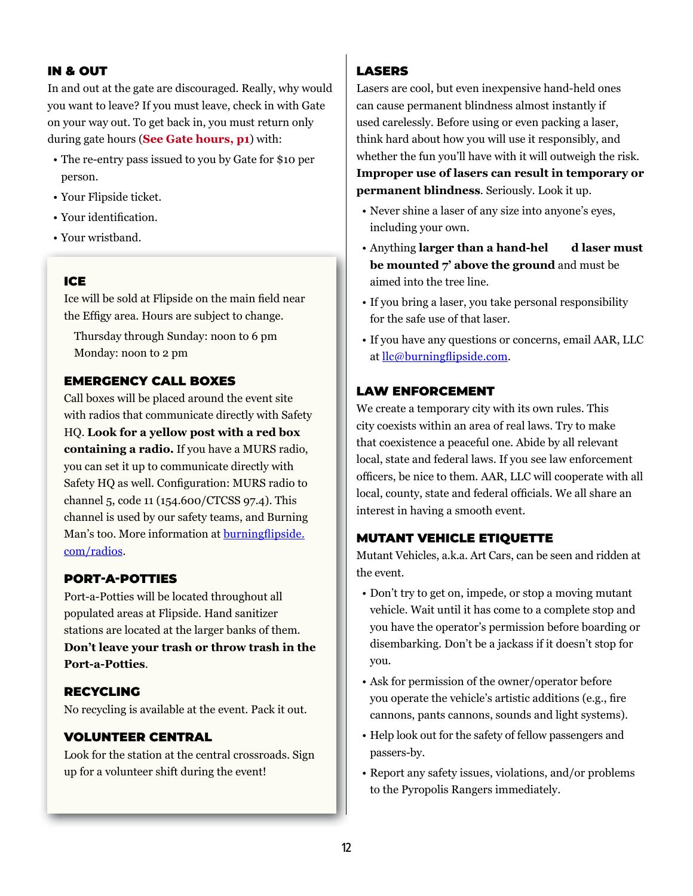## IN & OUT

In and out at the gate are discouraged. Really, why would you want to leave? If you must leave, check in with Gate on your way out. To get back in, you must return only during gate hours (**See Gate hours, p1**) with:

- The re-entry pass issued to you by Gate for $10 per person.
- Your Flipside ticket.
- Your identification.
- Your wristband.

## ICE

Ice will be sold at Flipside on the main field near the Effigy area. Hours are subject to change.

Thursday through Sunday: noon to 6 pm
Monday: noon to 2 pm

## EMERGENCY CALL BOXES

Call boxes will be placed around the event site with radios that communicate directly with Safety HQ. **Look for a yellow post with a red box containing a radio.** If you have a MURS radio, you can set it up to communicate directly with Safety HQ as well. Configuration: MURS radio to channel 5, code 11 (154.600/CTCSS 97.4). This channel is used by our safety teams, and Burning Man's too. More information at burningflipside.com/radios.

## PORT-A-POTTIES

Port-a-Potties will be located throughout all populated areas at Flipside. Hand sanitizer stations are located at the larger banks of them. **Don't leave your trash or throw trash in the Port-a-Potties**.

## RECYCLING

No recycling is available at the event. Pack it out.

## VOLUNTEER CENTRAL

Look for the station at the central crossroads. Sign up for a volunteer shift during the event!

## LASERS

Lasers are cool, but even inexpensive hand-held ones can cause permanent blindness almost instantly if used carelessly. Before using or even packing a laser, think hard about how you will use it responsibly, and whether the fun you'll have with it will outweigh the risk. **Improper use of lasers can result in temporary or permanent blindness**. Seriously. Look it up.

- Never shine a laser of any size into anyone's eyes, including your own.
- Anything **larger than a hand-held laser must be mounted 7' above the ground** and must be aimed into the tree line.
- If you bring a laser, you take personal responsibility for the safe use of that laser.
- If you have any questions or concerns, email AAR, LLC at llc@burningflipside.com.

## LAW ENFORCEMENT

We create a temporary city with its own rules. This city coexists within an area of real laws. Try to make that coexistence a peaceful one. Abide by all relevant local, state and federal laws. If you see law enforcement officers, be nice to them. AAR, LLC will cooperate with all local, county, state and federal officials. We all share an interest in having a smooth event.

## MUTANT VEHICLE ETIQUETTE

Mutant Vehicles, a.k.a. Art Cars, can be seen and ridden at the event.

- Don't try to get on, impede, or stop a moving mutant vehicle. Wait until it has come to a complete stop and you have the operator's permission before boarding or disembarking. Don't be a jackass if it doesn't stop for you.
- Ask for permission of the owner/operator before you operate the vehicle's artistic additions (e.g., fire cannons, pants cannons, sounds and light systems).
- Help look out for the safety of fellow passengers and passers-by.
- Report any safety issues, violations, and/or problems to the Pyropolis Rangers immediately.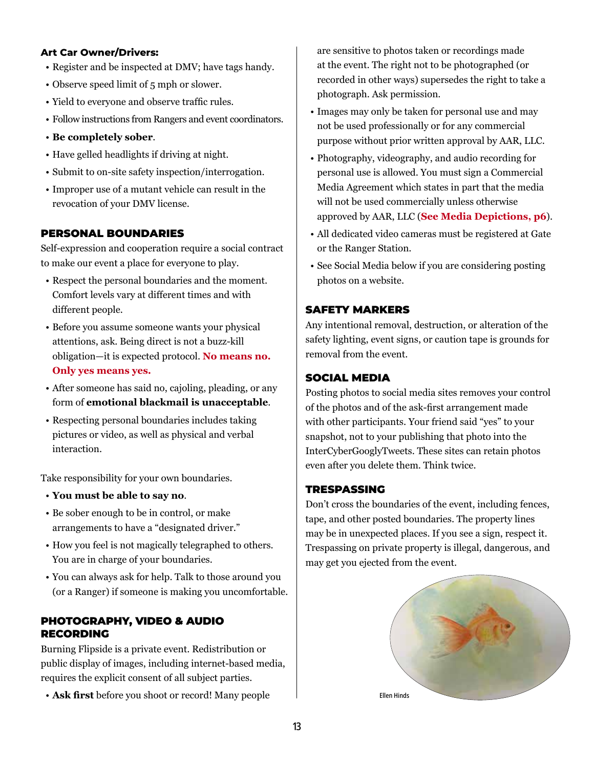**Art Car Owner/Drivers:**

- Register and be inspected at DMV; have tags handy.
- Observe speed limit of 5 mph or slower.
- Yield to everyone and observe traffic rules.
- Follow instructions from Rangers and event coordinators.
- **Be completely sober**.
- Have gelled headlights if driving at night.
- Submit to on-site safety inspection/interrogation.
- Improper use of a mutant vehicle can result in the revocation of your DMV license.

## PERSONAL BOUNDARIES

Self-expression and cooperation require a social contract to make our event a place for everyone to play.

- Respect the personal boundaries and the moment. Comfort levels vary at different times and with different people.
- Before you assume someone wants your physical attentions, ask. Being direct is not a buzz-kill obligation—it is expected protocol. **No means no. Only yes means yes.**
- After someone has said no, cajoling, pleading, or any form of **emotional blackmail is unacceptable**.
- Respecting personal boundaries includes taking pictures or video, as well as physical and verbal interaction.

Take responsibility for your own boundaries.

- **You must be able to say no**.
- Be sober enough to be in control, or make arrangements to have a "designated driver."
- How you feel is not magically telegraphed to others. You are in charge of your boundaries.
- You can always ask for help. Talk to those around you (or a Ranger) if someone is making you uncomfortable.

## PHOTOGRAPHY, VIDEO & AUDIO RECORDING

Burning Flipside is a private event. Redistribution or public display of images, including internet-based media, requires the explicit consent of all subject parties.

- **Ask first** before you shoot or record! Many people are sensitive to photos taken or recordings made at the event. The right not to be photographed (or recorded in other ways) supersedes the right to take a photograph. Ask permission.
- Images may only be taken for personal use and may not be used professionally or for any commercial purpose without prior written approval by AAR, LLC.
- Photography, videography, and audio recording for personal use is allowed. You must sign a Commercial Media Agreement which states in part that the media will not be used commercially unless otherwise approved by AAR, LLC (**See Media Depictions, p6**).
- All dedicated video cameras must be registered at Gate or the Ranger Station.
- See Social Media below if you are considering posting photos on a website.

## SAFETY MARKERS

Any intentional removal, destruction, or alteration of the safety lighting, event signs, or caution tape is grounds for removal from the event.

## SOCIAL MEDIA

Posting photos to social media sites removes your control of the photos and of the ask-first arrangement made with other participants. Your friend said "yes" to your snapshot, not to your publishing that photo into the InterCyberGooglyTweets. These sites can retain photos even after you delete them. Think twice.

## TRESPASSING

Don't cross the boundaries of the event, including fences, tape, and other posted boundaries. The property lines may be in unexpected places. If you see a sign, respect it. Trespassing on private property is illegal, dangerous, and may get you ejected from the event.

Ellen Hinds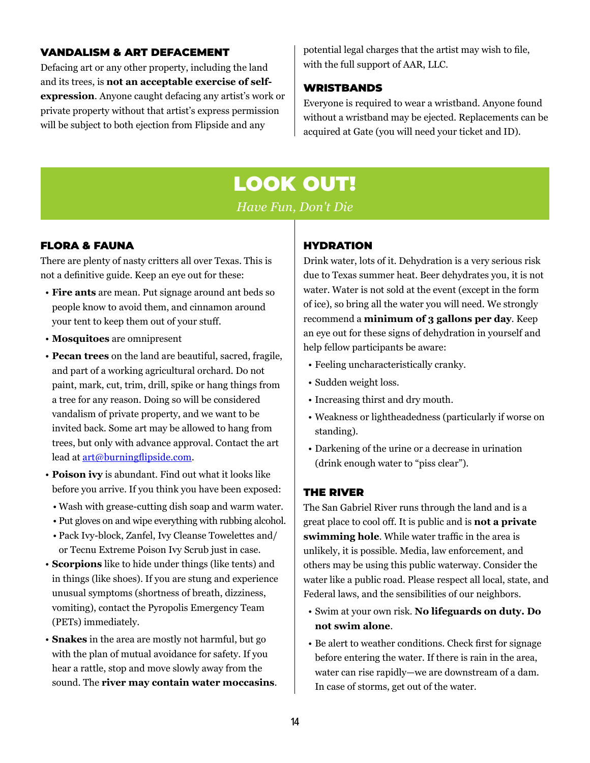### VANDALISM & ART DEFACEMENT

Defacing art or any other property, including the land and its trees, is **not an acceptable exercise of self-expression**. Anyone caught defacing any artist's work or private property without that artist's express permission will be subject to both ejection from Flipside and any potential legal charges that the artist may wish to file, with the full support of AAR, LLC.

### WRISTBANDS

Everyone is required to wear a wristband. Anyone found without a wristband may be ejected. Replacements can be acquired at Gate (you will need your ticket and ID).

## LOOK OUT!

*Have Fun, Don't Die*

### FLORA & FAUNA

There are plenty of nasty critters all over Texas. This is not a definitive guide. Keep an eye out for these:

- **Fire ants** are mean. Put signage around ant beds so people know to avoid them, and cinnamon around your tent to keep them out of your stuff.
- **Mosquitoes** are omnipresent
- **Pecan trees** on the land are beautiful, sacred, fragile, and part of a working agricultural orchard. Do not paint, mark, cut, trim, drill, spike or hang things from a tree for any reason. Doing so will be considered vandalism of private property, and we want to be invited back. Some art may be allowed to hang from trees, but only with advance approval. Contact the art lead at art@burningflipside.com.
- **Poison ivy** is abundant. Find out what it looks like before you arrive. If you think you have been exposed:
  - Wash with grease-cutting dish soap and warm water.
  - Put gloves on and wipe everything with rubbing alcohol.
  - Pack Ivy-block, Zanfel, Ivy Cleanse Towelettes and/or Tecnu Extreme Poison Ivy Scrub just in case.
- **Scorpions** like to hide under things (like tents) and in things (like shoes). If you are stung and experience unusual symptoms (shortness of breath, dizziness, vomiting), contact the Pyropolis Emergency Team (PETs) immediately.
- **Snakes** in the area are mostly not harmful, but go with the plan of mutual avoidance for safety. If you hear a rattle, stop and move slowly away from the sound. The **river may contain water moccasins**.

### HYDRATION

Drink water, lots of it. Dehydration is a very serious risk due to Texas summer heat. Beer dehydrates you, it is not water. Water is not sold at the event (except in the form of ice), so bring all the water you will need. We strongly recommend a **minimum of 3 gallons per day**. Keep an eye out for these signs of dehydration in yourself and help fellow participants be aware:

- Feeling uncharacteristically cranky.
- Sudden weight loss.
- Increasing thirst and dry mouth.
- Weakness or lightheadedness (particularly if worse on standing).
- Darkening of the urine or a decrease in urination (drink enough water to "piss clear").

### THE RIVER

The San Gabriel River runs through the land and is a great place to cool off. It is public and is **not a private swimming hole**. While water traffic in the area is unlikely, it is possible. Media, law enforcement, and others may be using this public waterway. Consider the water like a public road. Please respect all local, state, and Federal laws, and the sensibilities of our neighbors.

- Swim at your own risk. **No lifeguards on duty. Do not swim alone**.
- Be alert to weather conditions. Check first for signage before entering the water. If there is rain in the area, water can rise rapidly—we are downstream of a dam. In case of storms, get out of the water.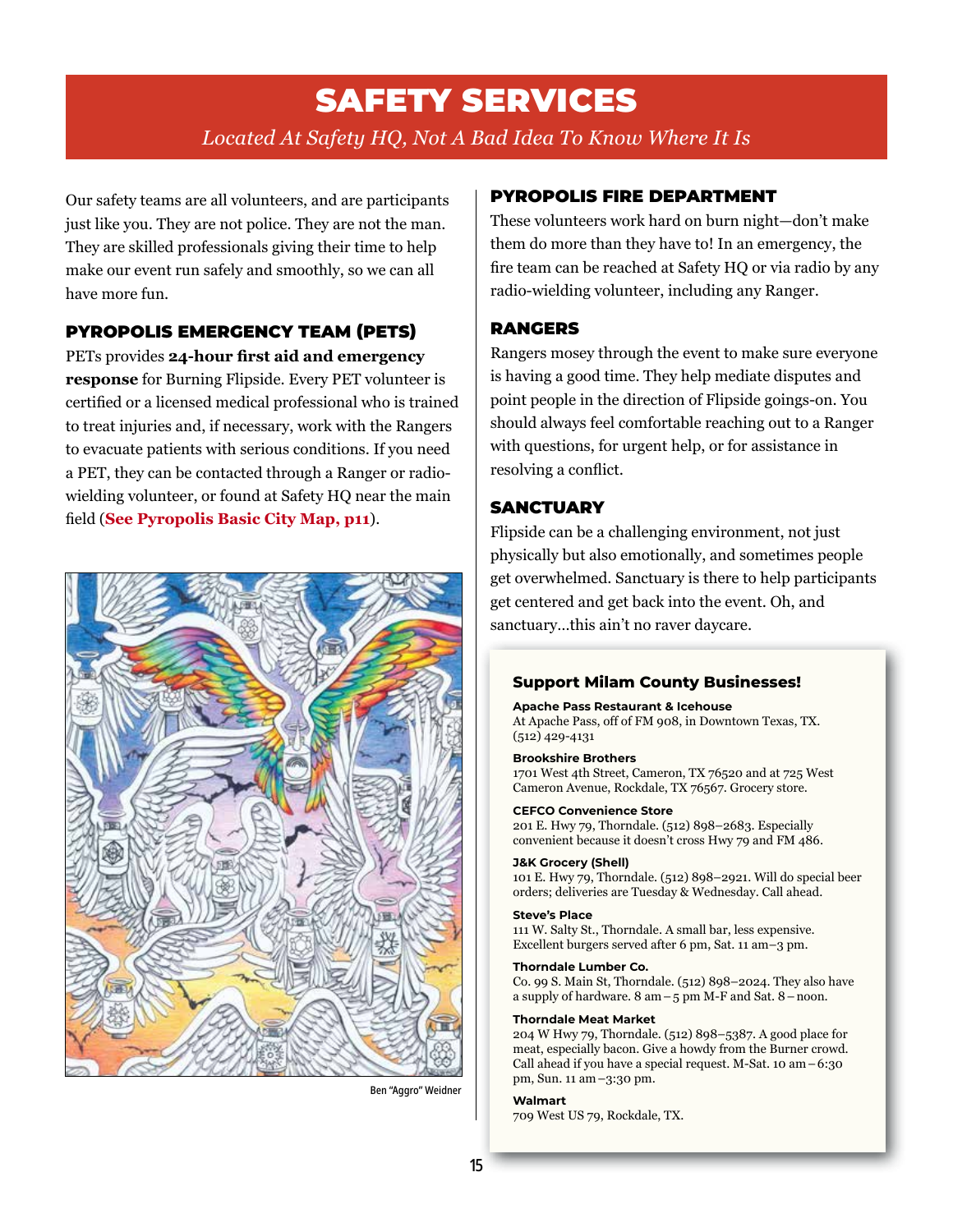# SAFETY SERVICES

*Located At Safety HQ, Not A Bad Idea To Know Where It Is*

Our safety teams are all volunteers, and are participants just like you. They are not police. They are not the man. They are skilled professionals giving their time to help make our event run safely and smoothly, so we can all have more fun.

## PYROPOLIS EMERGENCY TEAM (PETS)

PETs provides **24-hour first aid and emergency response** for Burning Flipside. Every PET volunteer is certified or a licensed medical professional who is trained to treat injuries and, if necessary, work with the Rangers to evacuate patients with serious conditions. If you need a PET, they can be contacted through a Ranger or radio-wielding volunteer, or found at Safety HQ near the main field (**See Pyropolis Basic City Map, p11**).

Ben "Aggro" Weidner

## PYROPOLIS FIRE DEPARTMENT

These volunteers work hard on burn night—don't make them do more than they have to! In an emergency, the fire team can be reached at Safety HQ or via radio by any radio-wielding volunteer, including any Ranger.

## RANGERS

Rangers mosey through the event to make sure everyone is having a good time. They help mediate disputes and point people in the direction of Flipside goings-on. You should always feel comfortable reaching out to a Ranger with questions, for urgent help, or for assistance in resolving a conflict.

## SANCTUARY

Flipside can be a challenging environment, not just physically but also emotionally, and sometimes people get overwhelmed. Sanctuary is there to help participants get centered and get back into the event. Oh, and sanctuary...this ain't no raver daycare.

### Support Milam County Businesses!

**Apache Pass Restaurant & Icehouse**
At Apache Pass, off of FM 908, in Downtown Texas, TX. (512) 429-4131

**Brookshire Brothers**
1701 West 4th Street, Cameron, TX 76520 and at 725 West Cameron Avenue, Rockdale, TX 76567. Grocery store.

**CEFCO Convenience Store**
201 E. Hwy 79, Thorndale. (512) 898–2683. Especially convenient because it doesn't cross Hwy 79 and FM 486.

**J&K Grocery (Shell)**
101 E. Hwy 79, Thorndale. (512) 898–2921. Will do special beer orders; deliveries are Tuesday & Wednesday. Call ahead.

**Steve's Place**
111 W. Salty St., Thorndale. A small bar, less expensive. Excellent burgers served after 6 pm, Sat. 11 am–3 pm.

**Thorndale Lumber Co.**
Co. 99 S. Main St, Thorndale. (512) 898–2024. They also have a supply of hardware. 8 am – 5 pm M-F and Sat. 8 – noon.

**Thorndale Meat Market**
204 W Hwy 79, Thorndale. (512) 898–5387. A good place for meat, especially bacon. Give a howdy from the Burner crowd. Call ahead if you have a special request. M-Sat. 10 am – 6:30 pm, Sun. 11 am –3:30 pm.

**Walmart**
709 West US 79, Rockdale, TX.